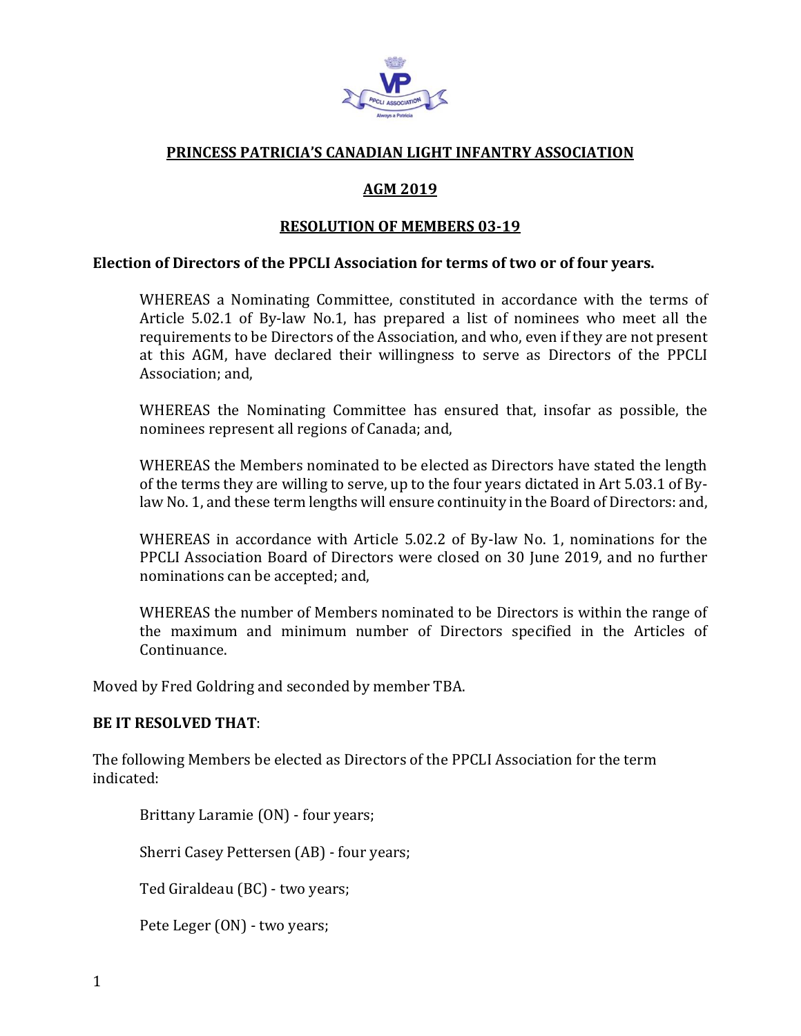# PRINCESS PATRICIA'S CANADIAN LIGHT INFANTRY ASSOCIATION

## AGM 2019

## RESOLUTION OF MEMBERS 03-19

**Election of Directors of the PPCLI Association for terms of two or of four years.**

WHEREAS a Nominating Committee, constituted in accordance with the terms of Article 5.02.1 of By-law No.1, has prepared a list of nominees who meet all the requirements to be Directors of the Association, and who, even if they are not present at this AGM, have declared their willingness to serve as Directors of the PPCLI Association; and,

WHEREAS the Nominating Committee has ensured that, insofar as possible, the nominees represent all regions of Canada; and,

WHEREAS the Members nominated to be elected as Directors have stated the length of the terms they are willing to serve, up to the four years dictated in Art 5.03.1 of By-law No. 1, and these term lengths will ensure continuity in the Board of Directors: and,

WHEREAS in accordance with Article 5.02.2 of By-law No. 1, nominations for the PPCLI Association Board of Directors were closed on 30 June 2019, and no further nominations can be accepted; and,

WHEREAS the number of Members nominated to be Directors is within the range of the maximum and minimum number of Directors specified in the Articles of Continuance.

Moved by Fred Goldring and seconded by member TBA.

**BE IT RESOLVED THAT**:

The following Members be elected as Directors of the PPCLI Association for the term indicated:

Brittany Laramie (ON) - four years;

Sherri Casey Pettersen (AB) - four years;

Ted Giraldeau (BC) - two years;

Pete Leger (ON) - two years;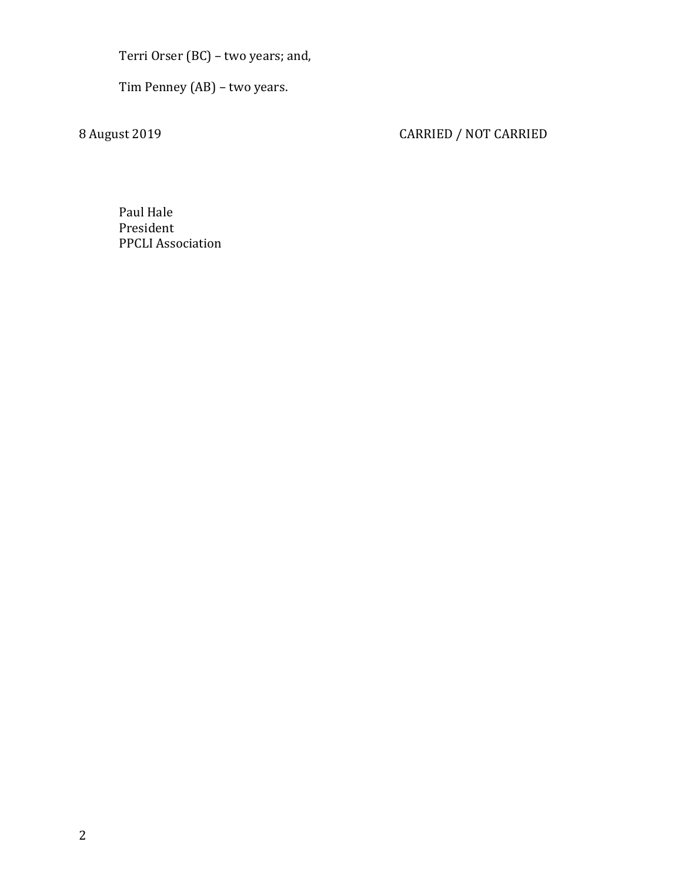Terri Orser (BC) – two years; and,

Tim Penney (AB) – two years.

8 August 2019 CARRIED / NOT CARRIED

Paul Hale
President
PPCLI Association